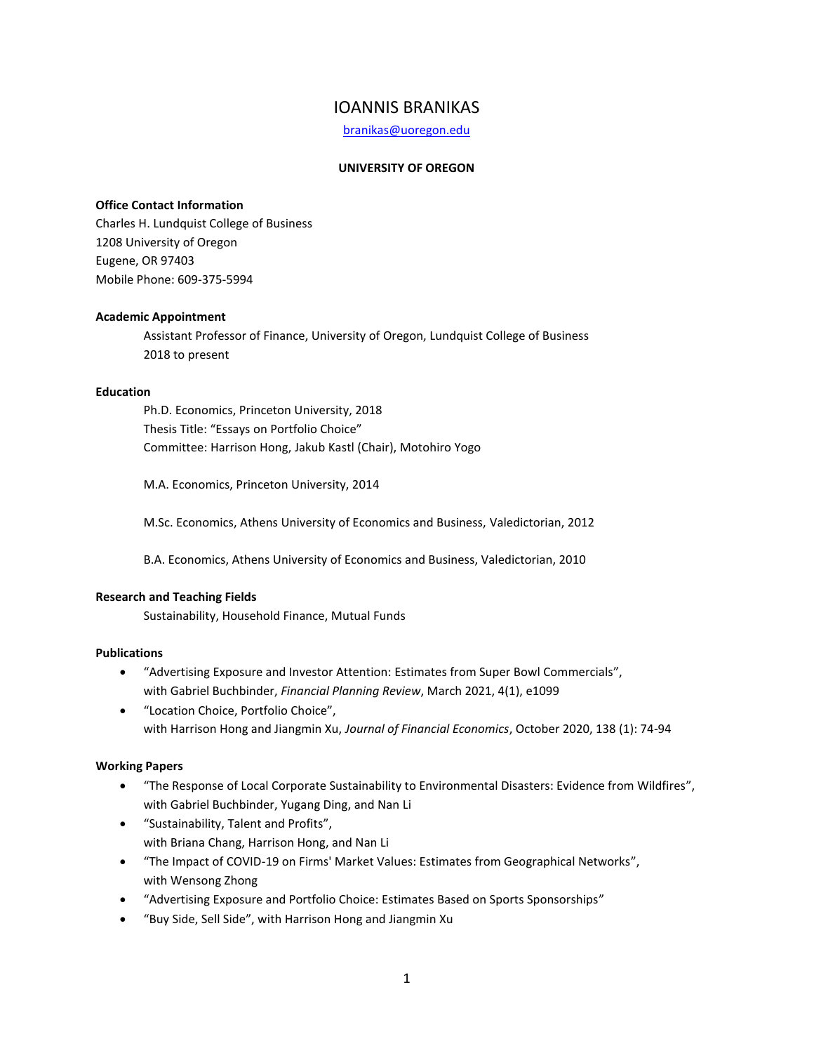# IOANNIS BRANIKAS

branikas@uoregon.edu

**UNIVERSITY OF OREGON**

**Office Contact Information**

Charles H. Lundquist College of Business
1208 University of Oregon
Eugene, OR 97403
Mobile Phone: 609-375-5994

**Academic Appointment**

Assistant Professor of Finance, University of Oregon, Lundquist College of Business
2018 to present

**Education**

Ph.D. Economics, Princeton University, 2018
Thesis Title: "Essays on Portfolio Choice"
Committee: Harrison Hong, Jakub Kastl (Chair), Motohiro Yogo

M.A. Economics, Princeton University, 2014

M.Sc. Economics, Athens University of Economics and Business, Valedictorian, 2012

B.A. Economics, Athens University of Economics and Business, Valedictorian, 2010

**Research and Teaching Fields**

Sustainability, Household Finance, Mutual Funds

**Publications**

- "Advertising Exposure and Investor Attention: Estimates from Super Bowl Commercials", with Gabriel Buchbinder, *Financial Planning Review*, March 2021, 4(1), e1099
- "Location Choice, Portfolio Choice", with Harrison Hong and Jiangmin Xu, *Journal of Financial Economics*, October 2020, 138 (1): 74-94

**Working Papers**

- "The Response of Local Corporate Sustainability to Environmental Disasters: Evidence from Wildfires", with Gabriel Buchbinder, Yugang Ding, and Nan Li
- "Sustainability, Talent and Profits", with Briana Chang, Harrison Hong, and Nan Li
- "The Impact of COVID-19 on Firms' Market Values: Estimates from Geographical Networks", with Wensong Zhong
- "Advertising Exposure and Portfolio Choice: Estimates Based on Sports Sponsorships"
- "Buy Side, Sell Side", with Harrison Hong and Jiangmin Xu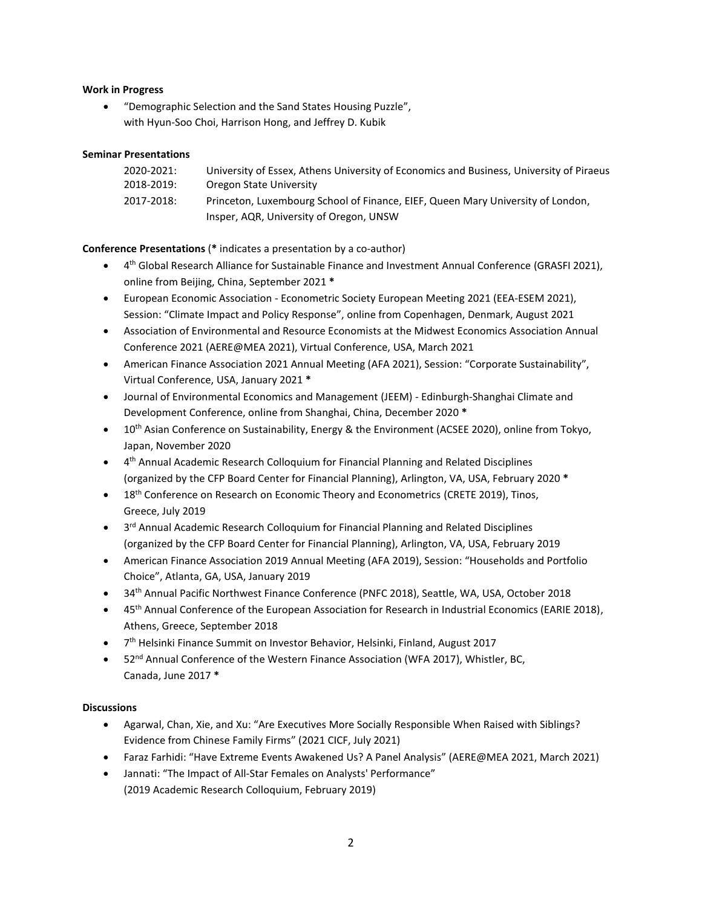**Work in Progress**

- "Demographic Selection and the Sand States Housing Puzzle",
  with Hyun-Soo Choi, Harrison Hong, and Jeffrey D. Kubik

**Seminar Presentations**

| | |
|---|---|
| 2020-2021: | University of Essex, Athens University of Economics and Business, University of Piraeus |
| 2018-2019: | Oregon State University |
| 2017-2018: | Princeton, Luxembourg School of Finance, EIEF, Queen Mary University of London, Insper, AQR, University of Oregon, UNSW |

**Conference Presentations** (**\*** indicates a presentation by a co-author)

- 4th Global Research Alliance for Sustainable Finance and Investment Annual Conference (GRASFI 2021), online from Beijing, China, September 2021 **\***
- European Economic Association - Econometric Society European Meeting 2021 (EEA-ESEM 2021), Session: "Climate Impact and Policy Response", online from Copenhagen, Denmark, August 2021
- Association of Environmental and Resource Economists at the Midwest Economics Association Annual Conference 2021 (AERE@MEA 2021), Virtual Conference, USA, March 2021
- American Finance Association 2021 Annual Meeting (AFA 2021), Session: "Corporate Sustainability", Virtual Conference, USA, January 2021 **\***
- Journal of Environmental Economics and Management (JEEM) - Edinburgh-Shanghai Climate and Development Conference, online from Shanghai, China, December 2020 **\***
- 10th Asian Conference on Sustainability, Energy & the Environment (ACSEE 2020), online from Tokyo, Japan, November 2020
- 4th Annual Academic Research Colloquium for Financial Planning and Related Disciplines (organized by the CFP Board Center for Financial Planning), Arlington, VA, USA, February 2020 **\***
- 18th Conference on Research on Economic Theory and Econometrics (CRETE 2019), Tinos, Greece, July 2019
- 3rd Annual Academic Research Colloquium for Financial Planning and Related Disciplines (organized by the CFP Board Center for Financial Planning), Arlington, VA, USA, February 2019
- American Finance Association 2019 Annual Meeting (AFA 2019), Session: "Households and Portfolio Choice", Atlanta, GA, USA, January 2019
- 34th Annual Pacific Northwest Finance Conference (PNFC 2018), Seattle, WA, USA, October 2018
- 45th Annual Conference of the European Association for Research in Industrial Economics (EARIE 2018), Athens, Greece, September 2018
- 7th Helsinki Finance Summit on Investor Behavior, Helsinki, Finland, August 2017
- 52nd Annual Conference of the Western Finance Association (WFA 2017), Whistler, BC, Canada, June 2017 **\***

**Discussions**

- Agarwal, Chan, Xie, and Xu: "Are Executives More Socially Responsible When Raised with Siblings? Evidence from Chinese Family Firms" (2021 CICF, July 2021)
- Faraz Farhidi: "Have Extreme Events Awakened Us? A Panel Analysis" (AERE@MEA 2021, March 2021)
- Jannati: "The Impact of All-Star Females on Analysts' Performance" (2019 Academic Research Colloquium, February 2019)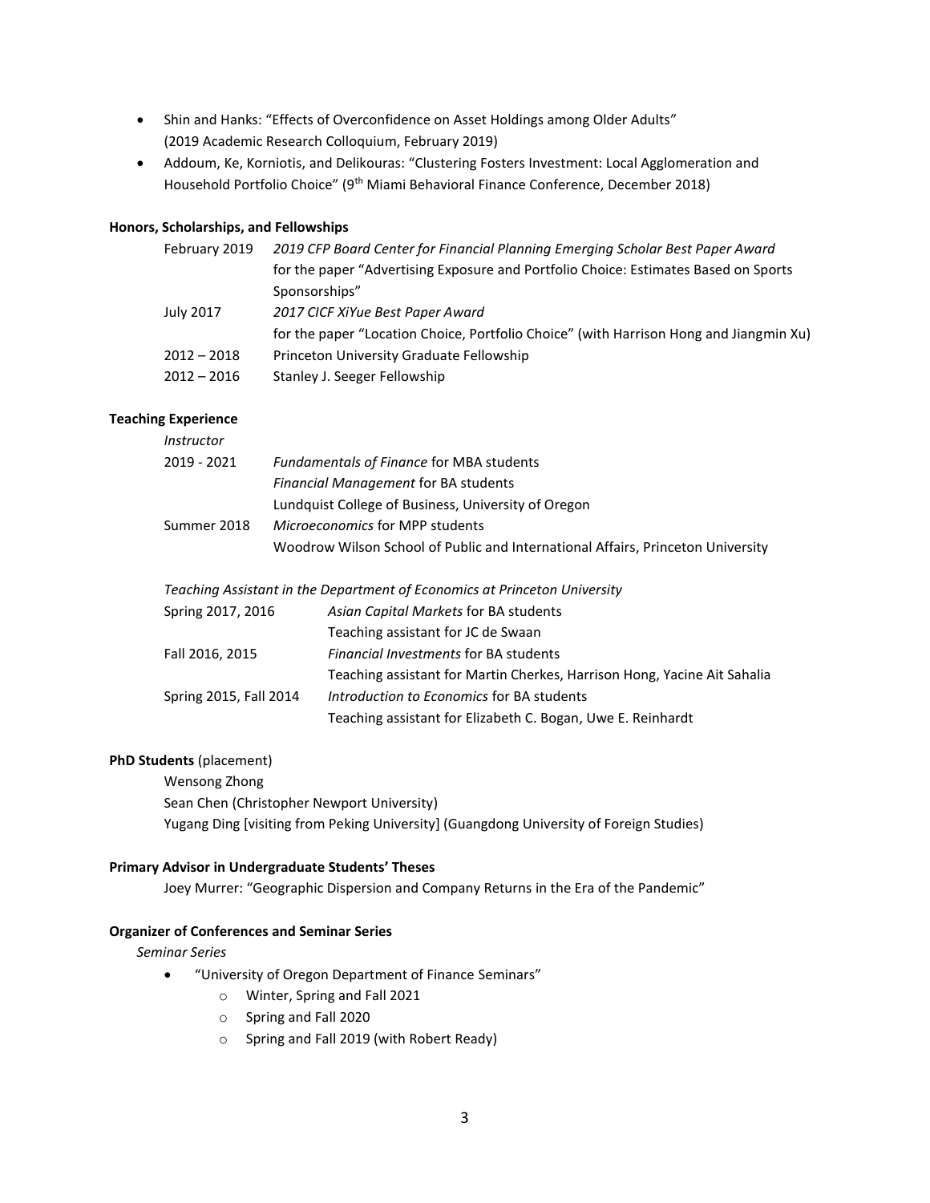- Shin and Hanks: "Effects of Overconfidence on Asset Holdings among Older Adults" (2019 Academic Research Colloquium, February 2019)
- Addoum, Ke, Korniotis, and Delikouras: "Clustering Fosters Investment: Local Agglomeration and Household Portfolio Choice" (9th Miami Behavioral Finance Conference, December 2018)

**Honors, Scholarships, and Fellowships**

| | |
|---|---|
| February 2019 | *2019 CFP Board Center for Financial Planning Emerging Scholar Best Paper Award* for the paper "Advertising Exposure and Portfolio Choice: Estimates Based on Sports Sponsorships" |
| July 2017 | *2017 CICF XiYue Best Paper Award* for the paper "Location Choice, Portfolio Choice" (with Harrison Hong and Jiangmin Xu) |
| 2012 – 2018 | Princeton University Graduate Fellowship |
| 2012 – 2016 | Stanley J. Seeger Fellowship |

**Teaching Experience**

*Instructor*

| | |
|---|---|
| 2019 - 2021 | *Fundamentals of Finance* for MBA students<br>*Financial Management* for BA students<br>Lundquist College of Business, University of Oregon |
| Summer 2018 | *Microeconomics* for MPP students<br>Woodrow Wilson School of Public and International Affairs, Princeton University |

*Teaching Assistant in the Department of Economics at Princeton University*

| | |
|---|---|
| Spring 2017, 2016 | *Asian Capital Markets* for BA students<br>Teaching assistant for JC de Swaan |
| Fall 2016, 2015 | *Financial Investments* for BA students<br>Teaching assistant for Martin Cherkes, Harrison Hong, Yacine Ait Sahalia |
| Spring 2015, Fall 2014 | *Introduction to Economics* for BA students<br>Teaching assistant for Elizabeth C. Bogan, Uwe E. Reinhardt |

**PhD Students** (placement)

Wensong Zhong
Sean Chen (Christopher Newport University)
Yugang Ding [visiting from Peking University] (Guangdong University of Foreign Studies)

**Primary Advisor in Undergraduate Students' Theses**

Joey Murrer: "Geographic Dispersion and Company Returns in the Era of the Pandemic"

**Organizer of Conferences and Seminar Series**

*Seminar Series*

- "University of Oregon Department of Finance Seminars"
    - Winter, Spring and Fall 2021
    - Spring and Fall 2020
    - Spring and Fall 2019 (with Robert Ready)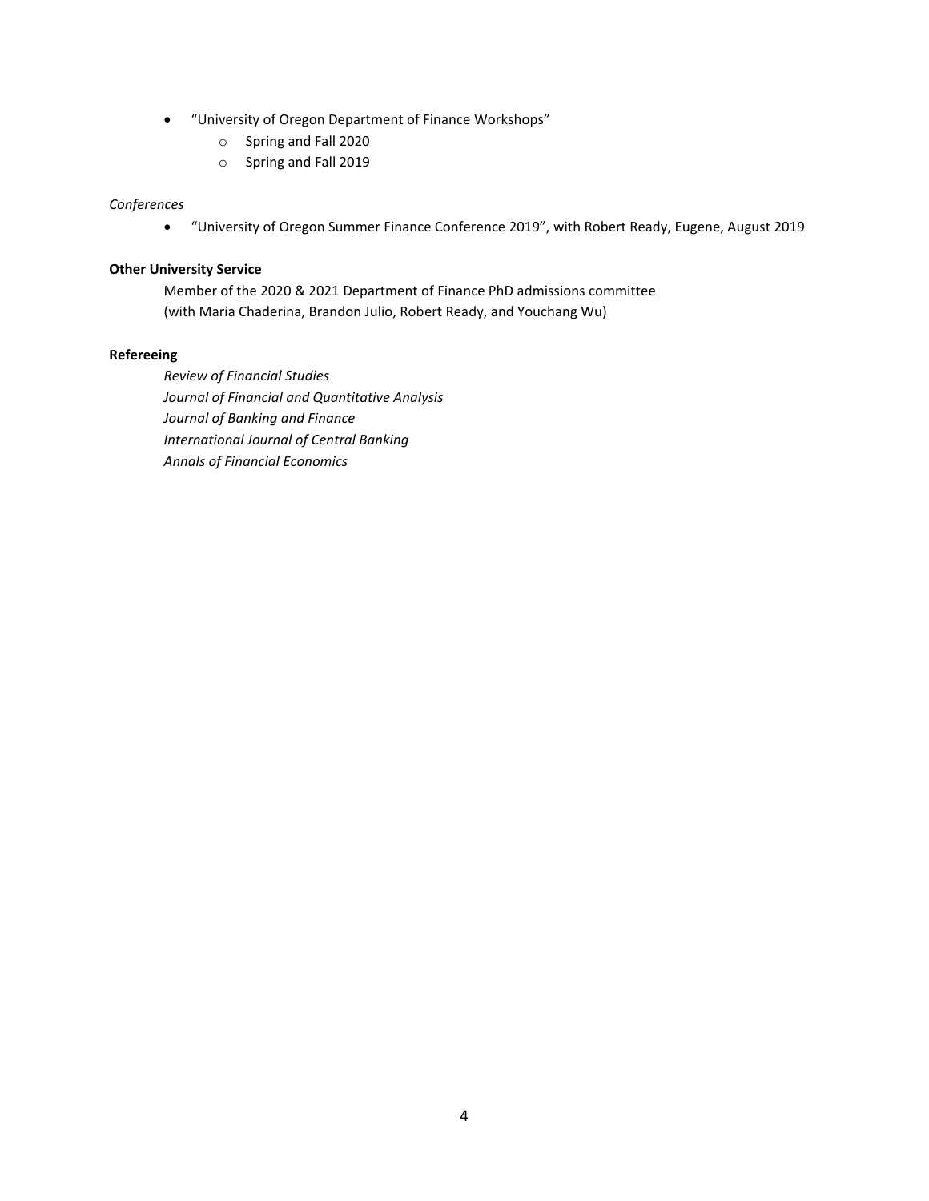- "University of Oregon Department of Finance Workshops"
    - Spring and Fall 2020
    - Spring and Fall 2019

*Conferences*

- "University of Oregon Summer Finance Conference 2019", with Robert Ready, Eugene, August 2019

**Other University Service**

Member of the 2020 & 2021 Department of Finance PhD admissions committee
(with Maria Chaderina, Brandon Julio, Robert Ready, and Youchang Wu)

**Refereeing**

*Review of Financial Studies*
*Journal of Financial and Quantitative Analysis*
*Journal of Banking and Finance*
*International Journal of Central Banking*
*Annals of Financial Economics*